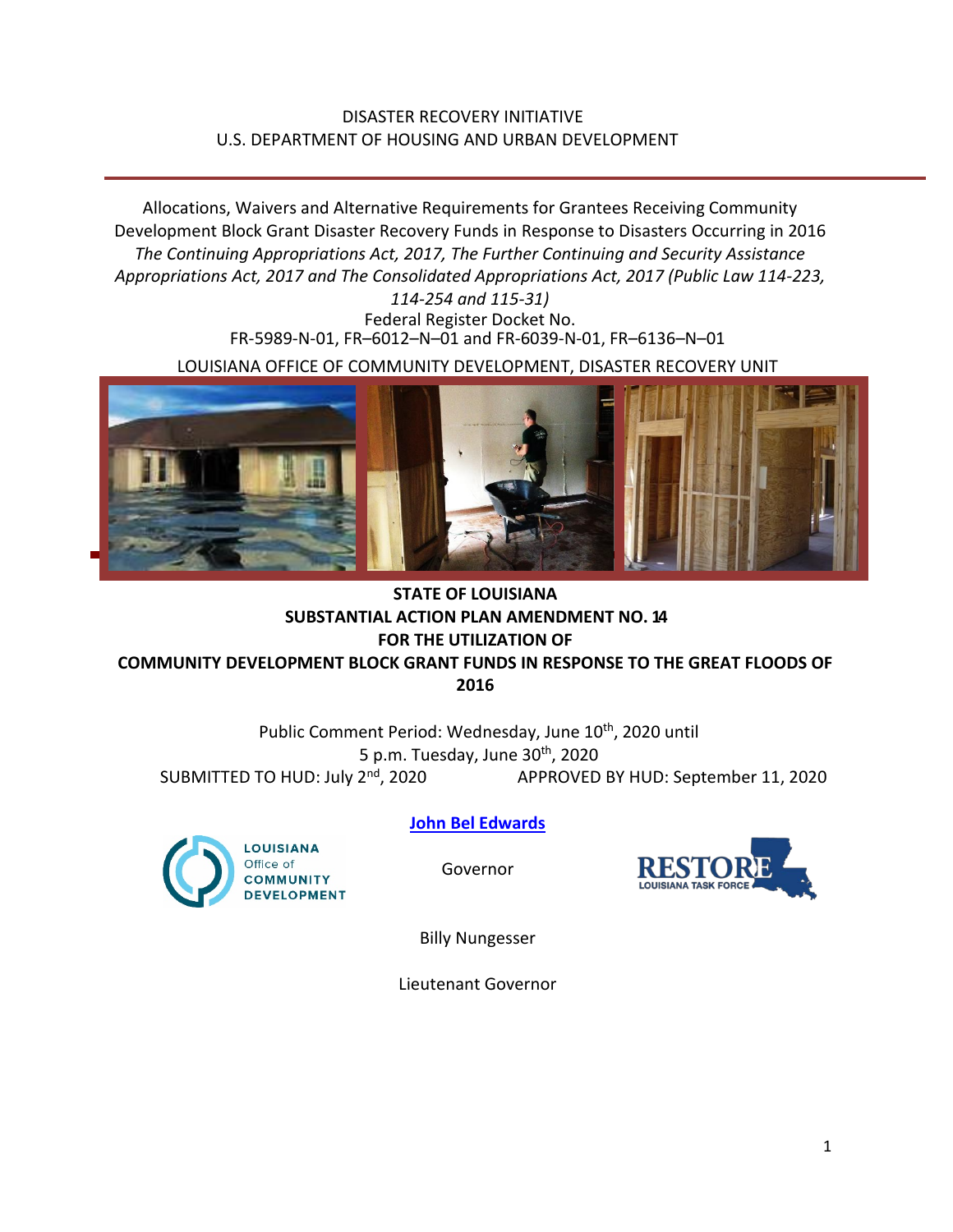DISASTER RECOVERY INITIATIVE
U.S. DEPARTMENT OF HOUSING AND URBAN DEVELOPMENT

Allocations, Waivers and Alternative Requirements for Grantees Receiving Community Development Block Grant Disaster Recovery Funds in Response to Disasters Occurring in 2016
*The Continuing Appropriations Act, 2017, The Further Continuing and Security Assistance Appropriations Act, 2017 and The Consolidated Appropriations Act, 2017 (Public Law 114-223, 114-254 and 115-31)*
Federal Register Docket No.
FR-5989-N-01, FR–6012–N–01 and FR-6039-N-01, FR–6136–N–01

LOUISIANA OFFICE OF COMMUNITY DEVELOPMENT, DISASTER RECOVERY UNIT

# STATE OF LOUISIANA
# SUBSTANTIAL ACTION PLAN AMENDMENT NO. 14
# FOR THE UTILIZATION OF
# COMMUNITY DEVELOPMENT BLOCK GRANT FUNDS IN RESPONSE TO THE GREAT FLOODS OF 2016

Public Comment Period: Wednesday, June 10th, 2020 until
5 p.m. Tuesday, June 30th, 2020

SUBMITTED TO HUD: July 2nd, 2020    APPROVED BY HUD: September 11, 2020

**John Bel Edwards**

Governor

Billy Nungesser

Lieutenant Governor

LOUISIANA Office of COMMUNITY DEVELOPMENT

RESTORE LOUISIANA TASK FORCE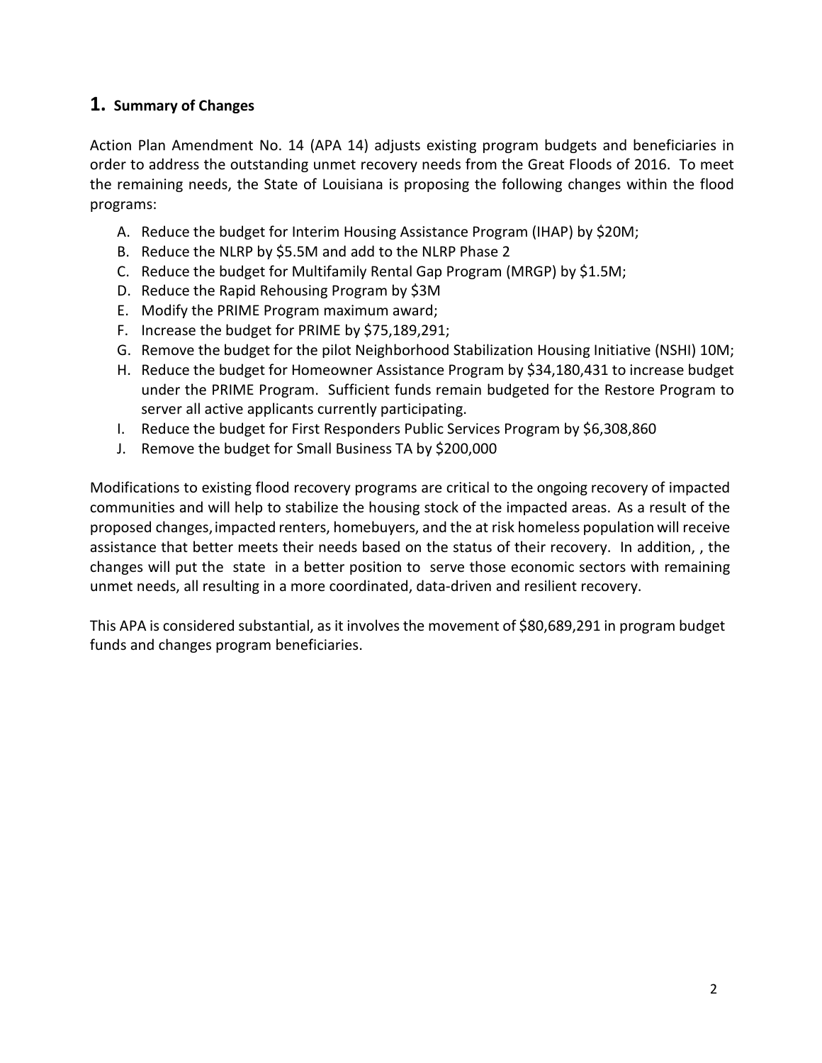## 1. Summary of Changes

Action Plan Amendment No. 14 (APA 14) adjusts existing program budgets and beneficiaries in order to address the outstanding unmet recovery needs from the Great Floods of 2016. To meet the remaining needs, the State of Louisiana is proposing the following changes within the flood programs:

A. Reduce the budget for Interim Housing Assistance Program (IHAP) by $20M;
B. Reduce the NLRP by $5.5M and add to the NLRP Phase 2
C. Reduce the budget for Multifamily Rental Gap Program (MRGP) by $1.5M;
D. Reduce the Rapid Rehousing Program by $3M
E. Modify the PRIME Program maximum award;
F. Increase the budget for PRIME by $75,189,291;
G. Remove the budget for the pilot Neighborhood Stabilization Housing Initiative (NSHI) 10M;
H. Reduce the budget for Homeowner Assistance Program by $34,180,431 to increase budget under the PRIME Program. Sufficient funds remain budgeted for the Restore Program to server all active applicants currently participating.
I. Reduce the budget for First Responders Public Services Program by $6,308,860
J. Remove the budget for Small Business TA by $200,000

Modifications to existing flood recovery programs are critical to the ongoing recovery of impacted communities and will help to stabilize the housing stock of the impacted areas. As a result of the proposed changes, impacted renters, homebuyers, and the at risk homeless population will receive assistance that better meets their needs based on the status of their recovery. In addition, , the changes will put the state in a better position to serve those economic sectors with remaining unmet needs, all resulting in a more coordinated, data-driven and resilient recovery.

This APA is considered substantial, as it involves the movement of $80,689,291 in program budget funds and changes program beneficiaries.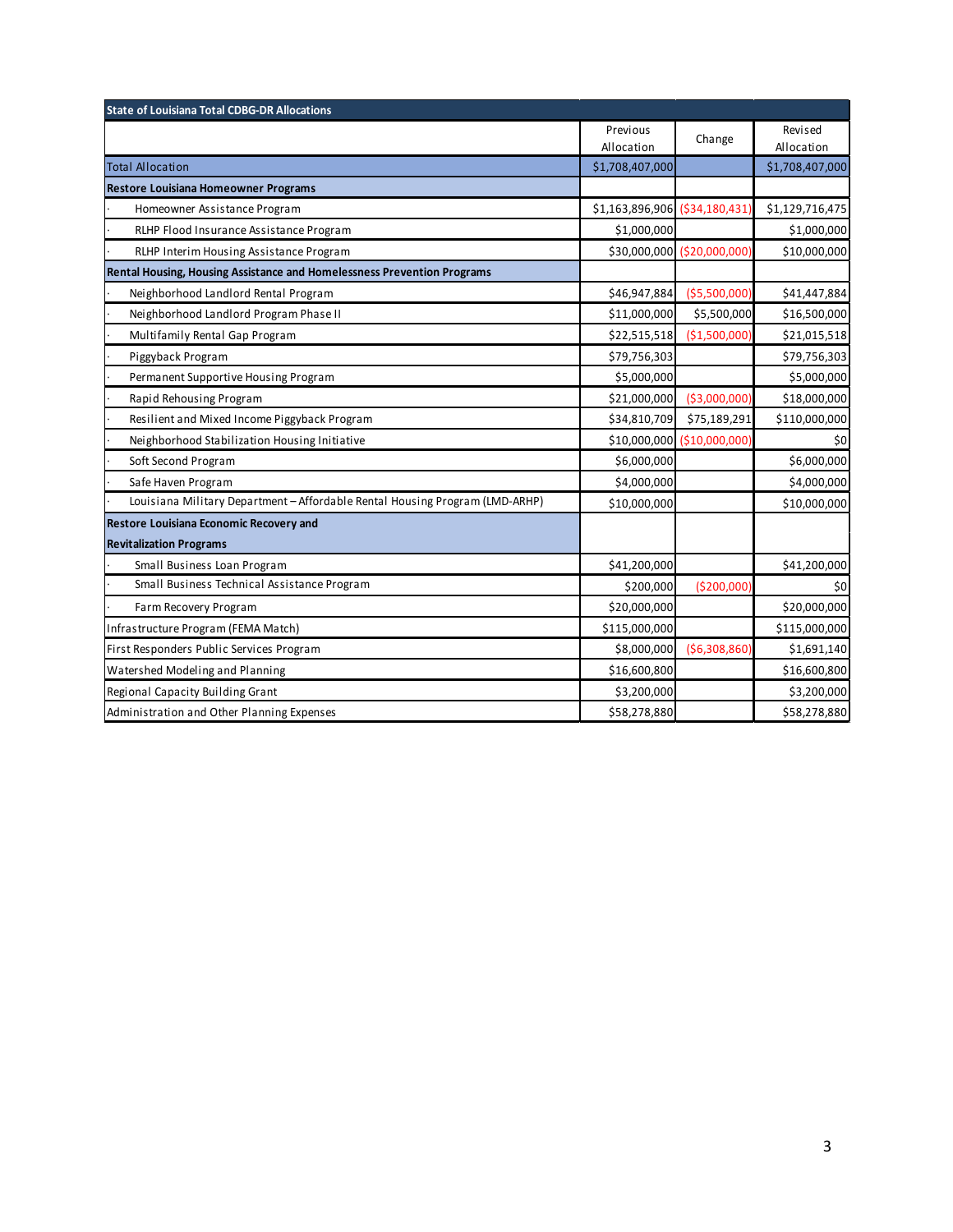| State of Louisiana Total CDBG-DR Allocations | | | |
|---|---|---|---|
| | Previous Allocation | Change | Revised Allocation |
| Total Allocation | $1,708,407,000 | | $1,708,407,000 |
| **Restore Louisiana Homeowner Programs** | | | |
| · Homeowner Assistance Program | $1,163,896,906 | ($34,180,431) | $1,129,716,475 |
| · RLHP Flood Insurance Assistance Program | $1,000,000 | | $1,000,000 |
| · RLHP Interim Housing Assistance Program | $30,000,000 | ($20,000,000) | $10,000,000 |
| **Rental Housing, Housing Assistance and Homelessness Prevention Programs** | | | |
| · Neighborhood Landlord Rental Program | $46,947,884 | ($5,500,000) | $41,447,884 |
| · Neighborhood Landlord Program Phase II | $11,000,000 | $5,500,000 | $16,500,000 |
| · Multifamily Rental Gap Program | $22,515,518 | ($1,500,000) | $21,015,518 |
| · Piggyback Program | $79,756,303 | | $79,756,303 |
| · Permanent Supportive Housing Program | $5,000,000 | | $5,000,000 |
| · Rapid Rehousing Program | $21,000,000 | ($3,000,000) | $18,000,000 |
| · Resilient and Mixed Income Piggyback Program | $34,810,709 | $75,189,291 | $110,000,000 |
| · Neighborhood Stabilization Housing Initiative | $10,000,000 | ($10,000,000) | $0 |
| · Soft Second Program | $6,000,000 | | $6,000,000 |
| · Safe Haven Program | $4,000,000 | | $4,000,000 |
| · Louisiana Military Department – Affordable Rental Housing Program (LMD-ARHP) | $10,000,000 | | $10,000,000 |
| **Restore Louisiana Economic Recovery and Revitalization Programs** | | | |
| · Small Business Loan Program | $41,200,000 | | $41,200,000 |
| · Small Business Technical Assistance Program | $200,000 | ($200,000) | $0 |
| · Farm Recovery Program | $20,000,000 | | $20,000,000 |
| Infrastructure Program (FEMA Match) | $115,000,000 | | $115,000,000 |
| First Responders Public Services Program | $8,000,000 | ($6,308,860) | $1,691,140 |
| Watershed Modeling and Planning | $16,600,800 | | $16,600,800 |
| Regional Capacity Building Grant | $3,200,000 | | $3,200,000 |
| Administration and Other Planning Expenses | $58,278,880 | | $58,278,880 |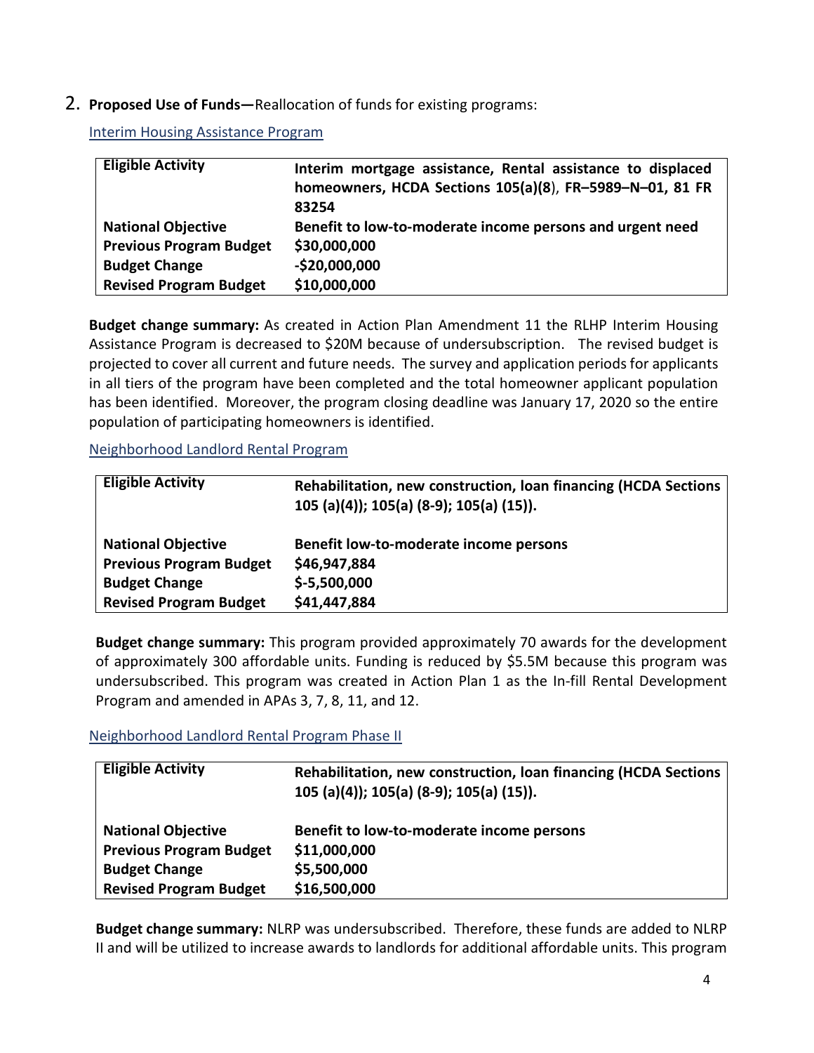2. **Proposed Use of Funds—**Reallocation of funds for existing programs:

Interim Housing Assistance Program

| Eligible Activity | Interim mortgage assistance, Rental assistance to displaced homeowners, HCDA Sections 105(a)(8), FR–5989–N–01, 81 FR 83254 |
|---|---|
| National Objective | Benefit to low-to-moderate income persons and urgent need |
| Previous Program Budget | $30,000,000 |
| Budget Change | -$20,000,000 |
| Revised Program Budget | $10,000,000 |

**Budget change summary:** As created in Action Plan Amendment 11 the RLHP Interim Housing Assistance Program is decreased to $20M because of undersubscription. The revised budget is projected to cover all current and future needs. The survey and application periods for applicants in all tiers of the program have been completed and the total homeowner applicant population has been identified. Moreover, the program closing deadline was January 17, 2020 so the entire population of participating homeowners is identified.

Neighborhood Landlord Rental Program

| Eligible Activity | Rehabilitation, new construction, loan financing (HCDA Sections 105 (a)(4)); 105(a) (8-9); 105(a) (15)). |
|---|---|
| National Objective | Benefit low-to-moderate income persons |
| Previous Program Budget | $46,947,884 |
| Budget Change | $-5,500,000 |
| Revised Program Budget | $41,447,884 |

**Budget change summary:** This program provided approximately 70 awards for the development of approximately 300 affordable units. Funding is reduced by $5.5M because this program was undersubscribed. This program was created in Action Plan 1 as the In-fill Rental Development Program and amended in APAs 3, 7, 8, 11, and 12.

Neighborhood Landlord Rental Program Phase II

| Eligible Activity | Rehabilitation, new construction, loan financing (HCDA Sections 105 (a)(4)); 105(a) (8-9); 105(a) (15)). |
|---|---|
| National Objective | Benefit to low-to-moderate income persons |
| Previous Program Budget | $11,000,000 |
| Budget Change | $5,500,000 |
| Revised Program Budget | $16,500,000 |

**Budget change summary:** NLRP was undersubscribed. Therefore, these funds are added to NLRP II and will be utilized to increase awards to landlords for additional affordable units. This program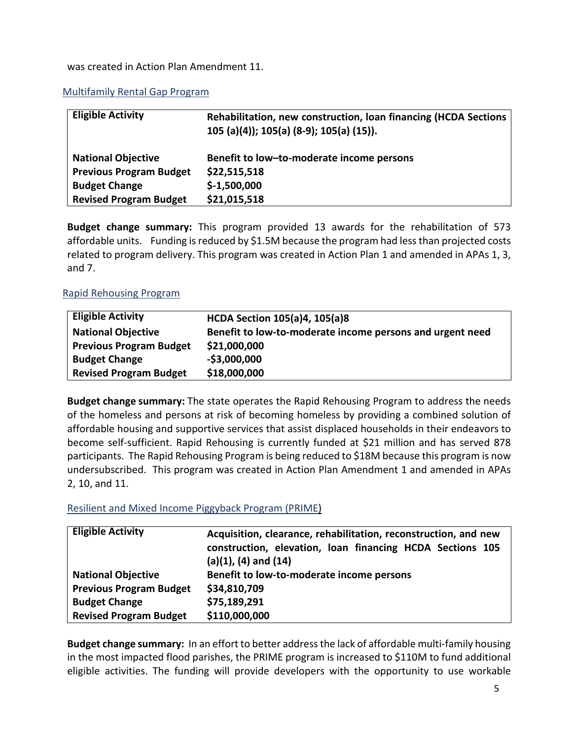was created in Action Plan Amendment 11.

### Multifamily Rental Gap Program

| **Eligible Activity** | **Rehabilitation, new construction, loan financing (HCDA Sections 105 (a)(4)); 105(a) (8-9); 105(a) (15)).** |
|---|---|
| **National Objective** | **Benefit to low–to-moderate income persons** |
| **Previous Program Budget** | **$22,515,518** |
| **Budget Change** | **$-1,500,000** |
| **Revised Program Budget** | **$21,015,518** |

**Budget change summary:** This program provided 13 awards for the rehabilitation of 573 affordable units. Funding is reduced by $1.5M because the program had less than projected costs related to program delivery. This program was created in Action Plan 1 and amended in APAs 1, 3, and 7.

### Rapid Rehousing Program

| **Eligible Activity** | **HCDA Section 105(a)4, 105(a)8** |
|---|---|
| **National Objective** | **Benefit to low-to-moderate income persons and urgent need** |
| **Previous Program Budget** | **$21,000,000** |
| **Budget Change** | **-$3,000,000** |
| **Revised Program Budget** | **$18,000,000** |

**Budget change summary:** The state operates the Rapid Rehousing Program to address the needs of the homeless and persons at risk of becoming homeless by providing a combined solution of affordable housing and supportive services that assist displaced households in their endeavors to become self-sufficient. Rapid Rehousing is currently funded at $21 million and has served 878 participants. The Rapid Rehousing Program is being reduced to $18M because this program is now undersubscribed. This program was created in Action Plan Amendment 1 and amended in APAs 2, 10, and 11.

### Resilient and Mixed Income Piggyback Program (PRIME)

| **Eligible Activity** | **Acquisition, clearance, rehabilitation, reconstruction, and new construction, elevation, loan financing HCDA Sections 105 (a)(1), (4) and (14)** |
|---|---|
| **National Objective** | **Benefit to low-to-moderate income persons** |
| **Previous Program Budget** | **$34,810,709** |
| **Budget Change** | **$75,189,291** |
| **Revised Program Budget** | **$110,000,000** |

**Budget change summary:** In an effort to better address the lack of affordable multi-family housing in the most impacted flood parishes, the PRIME program is increased to $110M to fund additional eligible activities. The funding will provide developers with the opportunity to use workable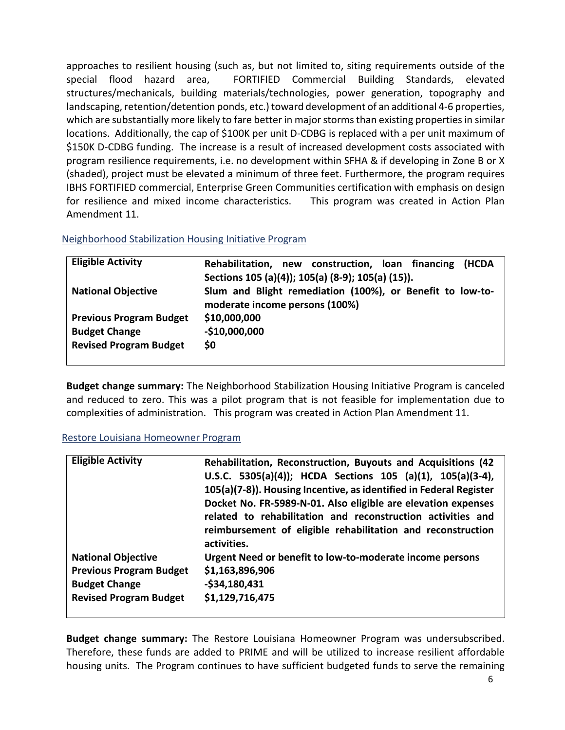approaches to resilient housing (such as, but not limited to, siting requirements outside of the special flood hazard area, FORTIFIED Commercial Building Standards, elevated structures/mechanicals, building materials/technologies, power generation, topography and landscaping, retention/detention ponds, etc.) toward development of an additional 4-6 properties, which are substantially more likely to fare better in major storms than existing properties in similar locations. Additionally, the cap of $100K per unit D-CDBG is replaced with a per unit maximum of $150K D-CDBG funding. The increase is a result of increased development costs associated with program resilience requirements, i.e. no development within SFHA & if developing in Zone B or X (shaded), project must be elevated a minimum of three feet. Furthermore, the program requires IBHS FORTIFIED commercial, Enterprise Green Communities certification with emphasis on design for resilience and mixed income characteristics. This program was created in Action Plan Amendment 11.

### Neighborhood Stabilization Housing Initiative Program

| | |
|---|---|
| **Eligible Activity** | **Rehabilitation, new construction, loan financing (HCDA Sections 105 (a)(4)); 105(a) (8-9); 105(a) (15)).** |
| **National Objective** | **Slum and Blight remediation (100%), or Benefit to low-to-moderate income persons (100%)** |
| **Previous Program Budget** | **$10,000,000** |
| **Budget Change** | **-$10,000,000** |
| **Revised Program Budget** | **$0** |

**Budget change summary:** The Neighborhood Stabilization Housing Initiative Program is canceled and reduced to zero. This was a pilot program that is not feasible for implementation due to complexities of administration. This program was created in Action Plan Amendment 11.

### Restore Louisiana Homeowner Program

| | |
|---|---|
| **Eligible Activity** | **Rehabilitation, Reconstruction, Buyouts and Acquisitions (42 U.S.C. 5305(a)(4)); HCDA Sections 105 (a)(1), 105(a)(3-4), 105(a)(7-8)). Housing Incentive, as identified in Federal Register Docket No. FR-5989-N-01. Also eligible are elevation expenses related to rehabilitation and reconstruction activities and reimbursement of eligible rehabilitation and reconstruction activities.** |
| **National Objective** | **Urgent Need or benefit to low-to-moderate income persons** |
| **Previous Program Budget** | **$1,163,896,906** |
| **Budget Change** | **-$34,180,431** |
| **Revised Program Budget** | **$1,129,716,475** |

**Budget change summary:** The Restore Louisiana Homeowner Program was undersubscribed. Therefore, these funds are added to PRIME and will be utilized to increase resilient affordable housing units. The Program continues to have sufficient budgeted funds to serve the remaining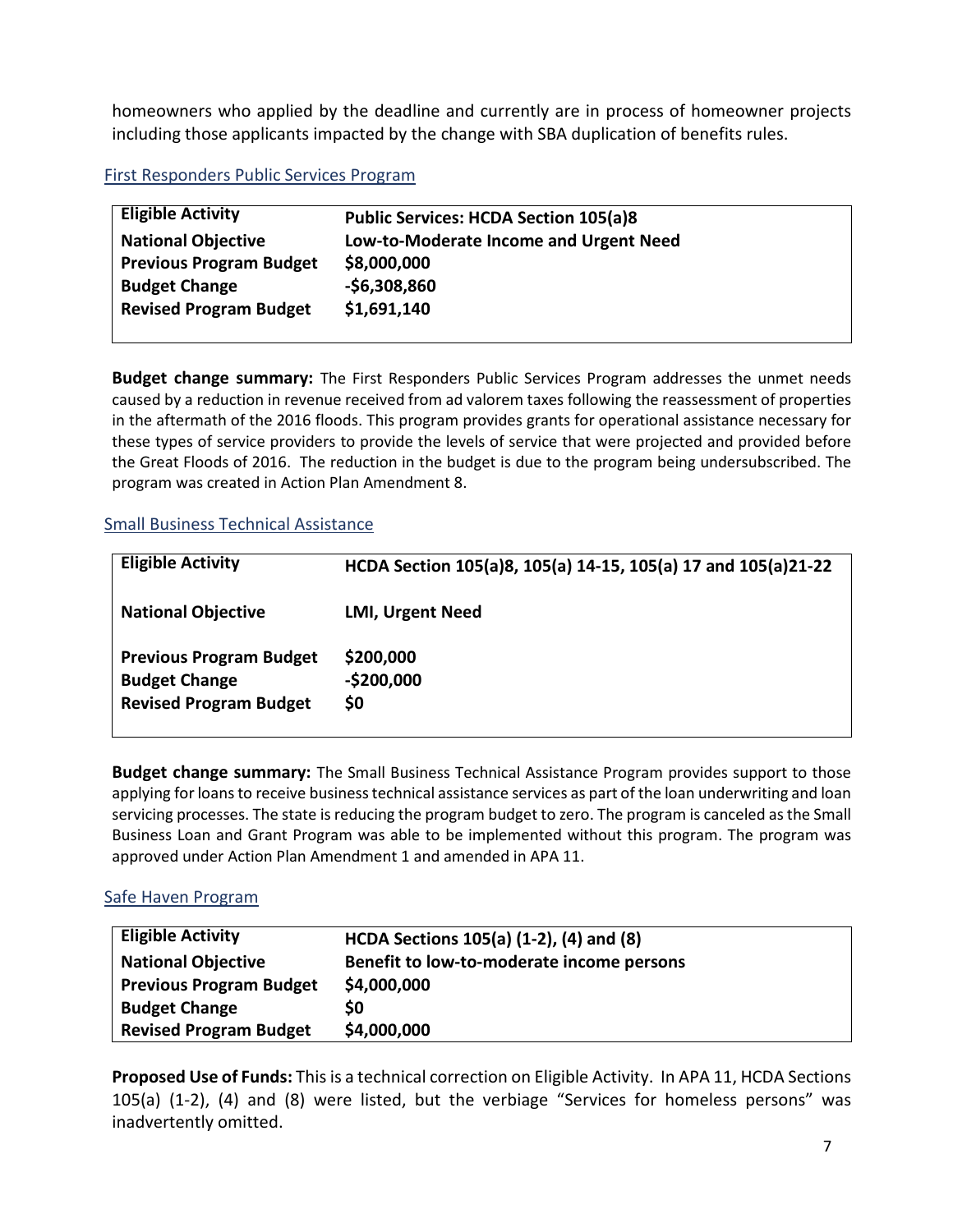homeowners who applied by the deadline and currently are in process of homeowner projects including those applicants impacted by the change with SBA duplication of benefits rules.

### First Responders Public Services Program

| Eligible Activity | Public Services: HCDA Section 105(a)8 |
|---|---|
| **National Objective** | **Low-to-Moderate Income and Urgent Need** |
| **Previous Program Budget** | **$8,000,000** |
| **Budget Change** | **-$6,308,860** |
| **Revised Program Budget** | **$1,691,140** |

**Budget change summary:** The First Responders Public Services Program addresses the unmet needs caused by a reduction in revenue received from ad valorem taxes following the reassessment of properties in the aftermath of the 2016 floods. This program provides grants for operational assistance necessary for these types of service providers to provide the levels of service that were projected and provided before the Great Floods of 2016. The reduction in the budget is due to the program being undersubscribed. The program was created in Action Plan Amendment 8.

### Small Business Technical Assistance

| Eligible Activity | HCDA Section 105(a)8, 105(a) 14-15, 105(a) 17 and 105(a)21-22 |
|---|---|
| **National Objective** | **LMI, Urgent Need** |
| **Previous Program Budget** | **$200,000** |
| **Budget Change** | **-$200,000** |
| **Revised Program Budget** | **$0** |

**Budget change summary:** The Small Business Technical Assistance Program provides support to those applying for loans to receive business technical assistance services as part of the loan underwriting and loan servicing processes. The state is reducing the program budget to zero. The program is canceled as the Small Business Loan and Grant Program was able to be implemented without this program. The program was approved under Action Plan Amendment 1 and amended in APA 11.

### Safe Haven Program

| Eligible Activity | HCDA Sections 105(a) (1-2), (4) and (8) |
|---|---|
| **National Objective** | **Benefit to low-to-moderate income persons** |
| **Previous Program Budget** | **$4,000,000** |
| **Budget Change** | **$0** |
| **Revised Program Budget** | **$4,000,000** |

**Proposed Use of Funds:** This is a technical correction on Eligible Activity. In APA 11, HCDA Sections 105(a) (1-2), (4) and (8) were listed, but the verbiage "Services for homeless persons" was inadvertently omitted.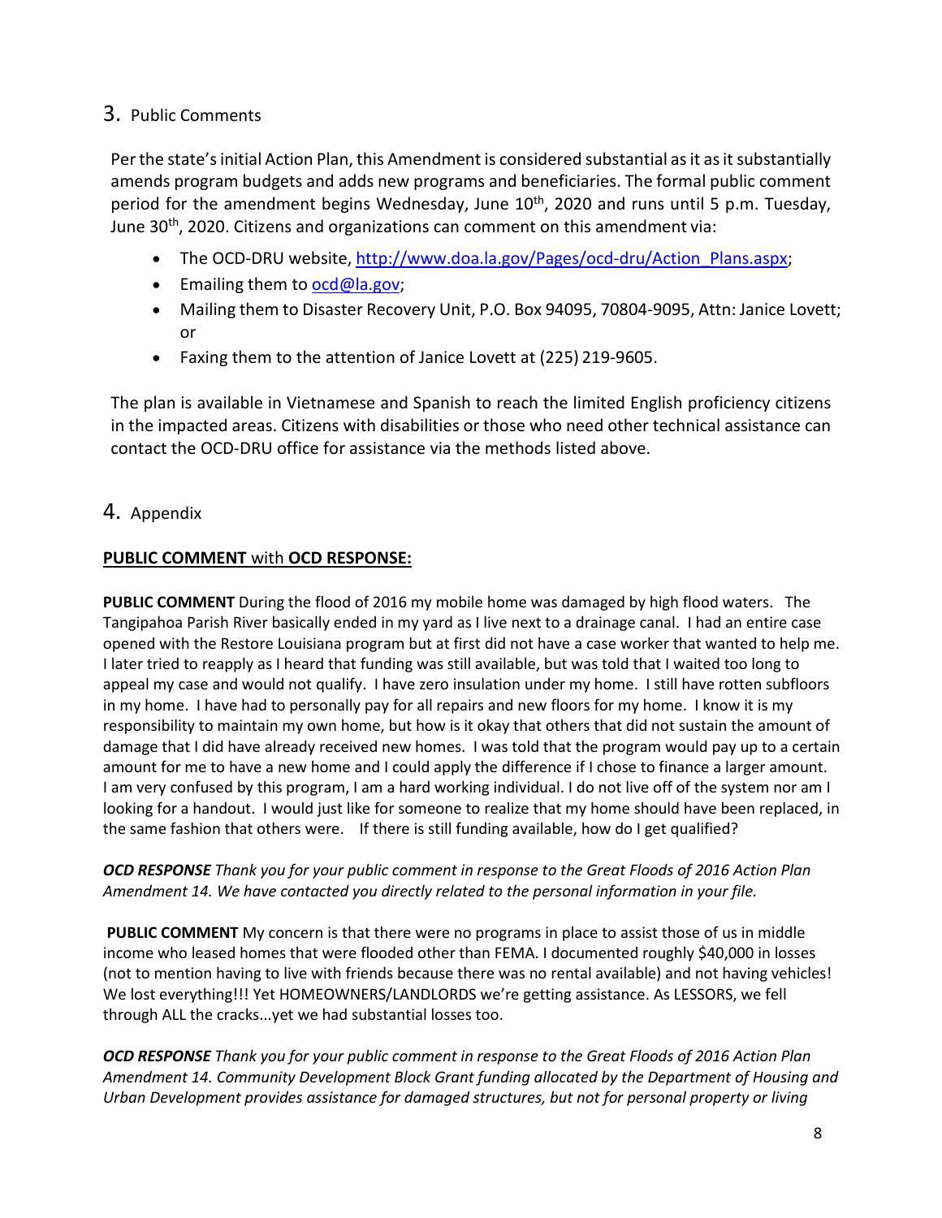## 3. Public Comments

Per the state's initial Action Plan, this Amendment is considered substantial as it as it substantially amends program budgets and adds new programs and beneficiaries. The formal public comment period for the amendment begins Wednesday, June 10th, 2020 and runs until 5 p.m. Tuesday, June 30th, 2020. Citizens and organizations can comment on this amendment via:

- The OCD-DRU website, http://www.doa.la.gov/Pages/ocd-dru/Action_Plans.aspx;
- Emailing them to ocd@la.gov;
- Mailing them to Disaster Recovery Unit, P.O. Box 94095, 70804-9095, Attn: Janice Lovett; or
- Faxing them to the attention of Janice Lovett at (225) 219-9605.

The plan is available in Vietnamese and Spanish to reach the limited English proficiency citizens in the impacted areas. Citizens with disabilities or those who need other technical assistance can contact the OCD-DRU office for assistance via the methods listed above.

## 4. Appendix

**PUBLIC COMMENT** with **OCD RESPONSE:**

**PUBLIC COMMENT** During the flood of 2016 my mobile home was damaged by high flood waters. The Tangipahoa Parish River basically ended in my yard as I live next to a drainage canal. I had an entire case opened with the Restore Louisiana program but at first did not have a case worker that wanted to help me. I later tried to reapply as I heard that funding was still available, but was told that I waited too long to appeal my case and would not qualify. I have zero insulation under my home. I still have rotten subfloors in my home. I have had to personally pay for all repairs and new floors for my home. I know it is my responsibility to maintain my own home, but how is it okay that others that did not sustain the amount of damage that I did have already received new homes. I was told that the program would pay up to a certain amount for me to have a new home and I could apply the difference if I chose to finance a larger amount. I am very confused by this program, I am a hard working individual. I do not live off of the system nor am I looking for a handout. I would just like for someone to realize that my home should have been replaced, in the same fashion that others were. If there is still funding available, how do I get qualified?

***OCD RESPONSE*** *Thank you for your public comment in response to the Great Floods of 2016 Action Plan Amendment 14. We have contacted you directly related to the personal information in your file.*

**PUBLIC COMMENT** My concern is that there were no programs in place to assist those of us in middle income who leased homes that were flooded other than FEMA. I documented roughly $40,000 in losses (not to mention having to live with friends because there was no rental available) and not having vehicles! We lost everything!!! Yet HOMEOWNERS/LANDLORDS we're getting assistance. As LESSORS, we fell through ALL the cracks...yet we had substantial losses too.

***OCD RESPONSE*** *Thank you for your public comment in response to the Great Floods of 2016 Action Plan Amendment 14. Community Development Block Grant funding allocated by the Department of Housing and Urban Development provides assistance for damaged structures, but not for personal property or living*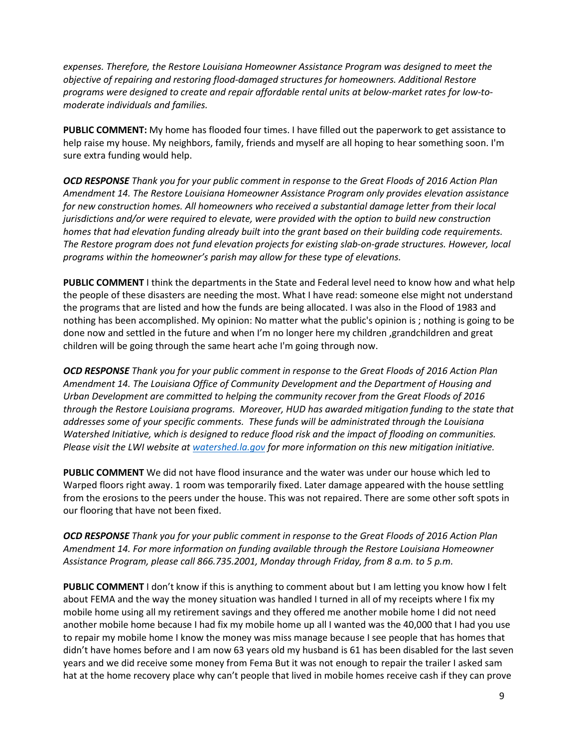*expenses. Therefore, the Restore Louisiana Homeowner Assistance Program was designed to meet the objective of repairing and restoring flood-damaged structures for homeowners. Additional Restore programs were designed to create and repair affordable rental units at below-market rates for low-to-moderate individuals and families.*

**PUBLIC COMMENT:** My home has flooded four times. I have filled out the paperwork to get assistance to help raise my house. My neighbors, family, friends and myself are all hoping to hear something soon. I'm sure extra funding would help.

***OCD RESPONSE*** *Thank you for your public comment in response to the Great Floods of 2016 Action Plan Amendment 14. The Restore Louisiana Homeowner Assistance Program only provides elevation assistance for new construction homes. All homeowners who received a substantial damage letter from their local jurisdictions and/or were required to elevate, were provided with the option to build new construction homes that had elevation funding already built into the grant based on their building code requirements. The Restore program does not fund elevation projects for existing slab-on-grade structures. However, local programs within the homeowner's parish may allow for these type of elevations.*

**PUBLIC COMMENT** I think the departments in the State and Federal level need to know how and what help the people of these disasters are needing the most. What I have read: someone else might not understand the programs that are listed and how the funds are being allocated. I was also in the Flood of 1983 and nothing has been accomplished. My opinion: No matter what the public's opinion is ; nothing is going to be done now and settled in the future and when I'm no longer here my children ,grandchildren and great children will be going through the same heart ache I'm going through now.

***OCD RESPONSE*** *Thank you for your public comment in response to the Great Floods of 2016 Action Plan Amendment 14. The Louisiana Office of Community Development and the Department of Housing and Urban Development are committed to helping the community recover from the Great Floods of 2016 through the Restore Louisiana programs. Moreover, HUD has awarded mitigation funding to the state that addresses some of your specific comments. These funds will be administrated through the Louisiana Watershed Initiative, which is designed to reduce flood risk and the impact of flooding on communities. Please visit the LWI website at [watershed.la.gov](watershed.la.gov) for more information on this new mitigation initiative.*

**PUBLIC COMMENT** We did not have flood insurance and the water was under our house which led to Warped floors right away. 1 room was temporarily fixed. Later damage appeared with the house settling from the erosions to the peers under the house. This was not repaired. There are some other soft spots in our flooring that have not been fixed.

***OCD RESPONSE*** *Thank you for your public comment in response to the Great Floods of 2016 Action Plan Amendment 14. For more information on funding available through the Restore Louisiana Homeowner Assistance Program, please call 866.735.2001, Monday through Friday, from 8 a.m. to 5 p.m.*

**PUBLIC COMMENT** I don't know if this is anything to comment about but I am letting you know how I felt about FEMA and the way the money situation was handled I turned in all of my receipts where I fix my mobile home using all my retirement savings and they offered me another mobile home I did not need another mobile home because I had fix my mobile home up all I wanted was the 40,000 that I had you use to repair my mobile home I know the money was miss manage because I see people that has homes that didn't have homes before and I am now 63 years old my husband is 61 has been disabled for the last seven years and we did receive some money from Fema But it was not enough to repair the trailer I asked sam hat at the home recovery place why can't people that lived in mobile homes receive cash if they can prove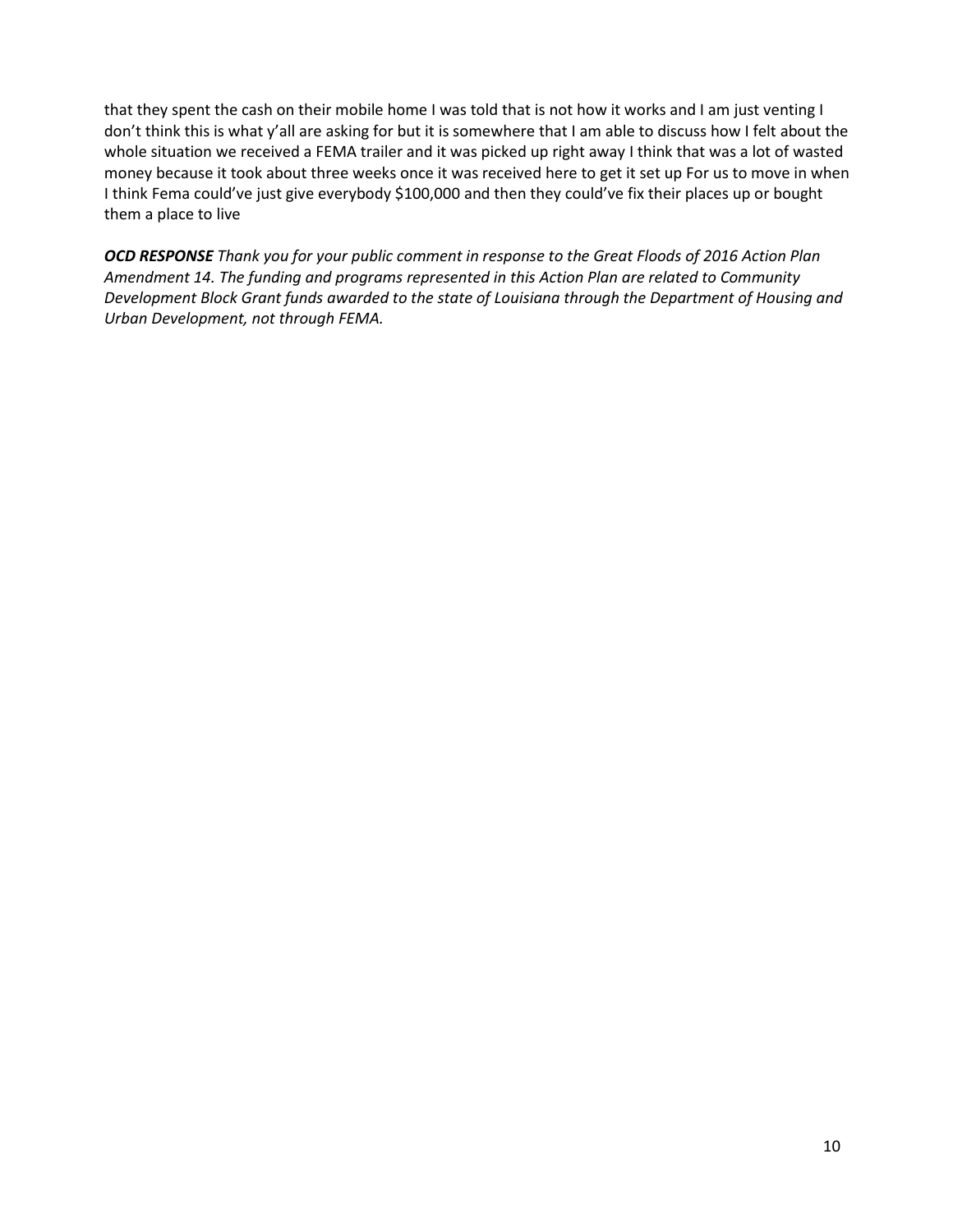that they spent the cash on their mobile home I was told that is not how it works and I am just venting I don't think this is what y'all are asking for but it is somewhere that I am able to discuss how I felt about the whole situation we received a FEMA trailer and it was picked up right away I think that was a lot of wasted money because it took about three weeks once it was received here to get it set up For us to move in when I think Fema could've just give everybody $100,000 and then they could've fix their places up or bought them a place to live

***OCD RESPONSE*** *Thank you for your public comment in response to the Great Floods of 2016 Action Plan Amendment 14. The funding and programs represented in this Action Plan are related to Community Development Block Grant funds awarded to the state of Louisiana through the Department of Housing and Urban Development, not through FEMA.*